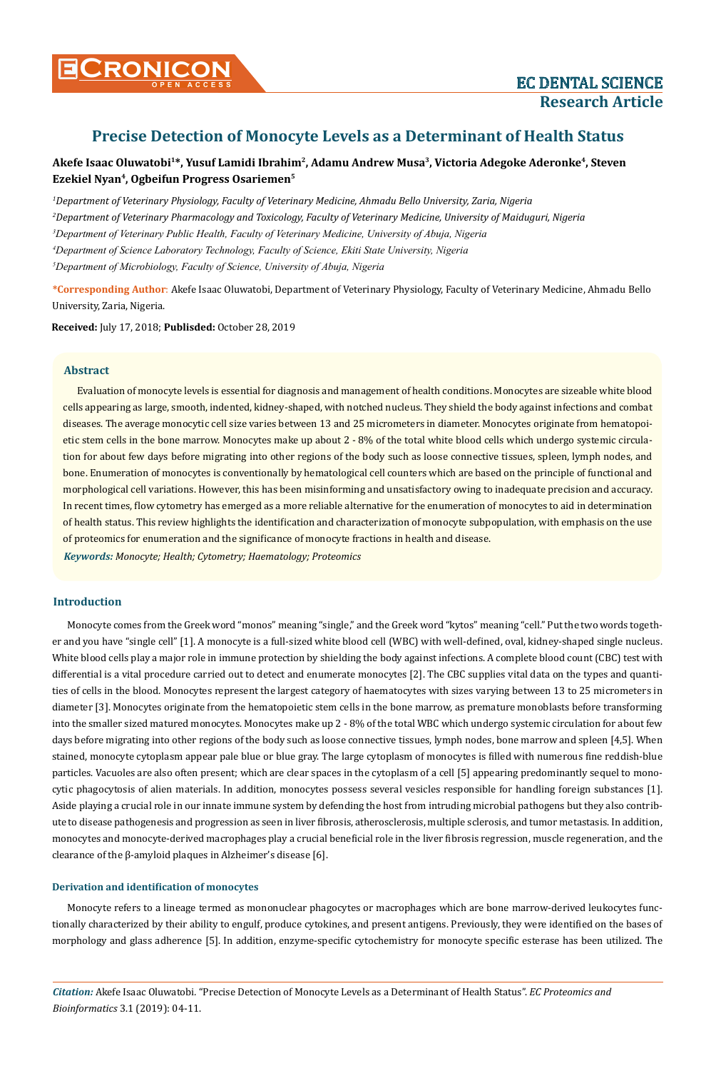# Precise Detection of Monocyte Levels as a Determinant of Health Status

**Akefe Isaac Oluwatobi[1]\*, Yusuf Lamidi Ibrahim[2], Adamu Andrew Musa[3], Victoria Adegoke Aderonke[4], Steven Ezekiel Nyan[4], Ogbeifun Progress Osariemen[5]**

*[1]Department of Veterinary Physiology, Faculty of Veterinary Medicine, Ahmadu Bello University, Zaria, Nigeria*

*[2]Department of Veterinary Pharmacology and Toxicology, Faculty of Veterinary Medicine, University of Maiduguri, Nigeria*

*[3]Department of Veterinary Public Health, Faculty of Veterinary Medicine, University of Abuja, Nigeria*

*[4]Department of Science Laboratory Technology, Faculty of Science, Ekiti State University, Nigeria*

*[5]Department of Microbiology, Faculty of Science, University of Abuja, Nigeria*

**\*Corresponding Author:** Akefe Isaac Oluwatobi, Department of Veterinary Physiology, Faculty of Veterinary Medicine, Ahmadu Bello University, Zaria, Nigeria.

**Received:** July 17, 2018; **Publisded:** October 28, 2019

### Abstract

Evaluation of monocyte levels is essential for diagnosis and management of health conditions. Monocytes are sizeable white blood cells appearing as large, smooth, indented, kidney-shaped, with notched nucleus. They shield the body against infections and combat diseases. The average monocytic cell size varies between 13 and 25 micrometers in diameter. Monocytes originate from hematopoietic stem cells in the bone marrow. Monocytes make up about 2 - 8% of the total white blood cells which undergo systemic circulation for about few days before migrating into other regions of the body such as loose connective tissues, spleen, lymph nodes, and bone. Enumeration of monocytes is conventionally by hematological cell counters which are based on the principle of functional and morphological cell variations. However, this has been misinforming and unsatisfactory owing to inadequate precision and accuracy. In recent times, flow cytometry has emerged as a more reliable alternative for the enumeration of monocytes to aid in determination of health status. This review highlights the identification and characterization of monocyte subpopulation, with emphasis on the use of proteomics for enumeration and the significance of monocyte fractions in health and disease.

***Keywords:*** *Monocyte; Health; Cytometry; Haematology; Proteomics*

### Introduction

Monocyte comes from the Greek word "monos" meaning "single," and the Greek word "kytos" meaning "cell." Put the two words together and you have "single cell" [1]. A monocyte is a full-sized white blood cell (WBC) with well-defined, oval, kidney-shaped single nucleus. White blood cells play a major role in immune protection by shielding the body against infections. A complete blood count (CBC) test with differential is a vital procedure carried out to detect and enumerate monocytes [2]. The CBC supplies vital data on the types and quantities of cells in the blood. Monocytes represent the largest category of haematocytes with sizes varying between 13 to 25 micrometers in diameter [3]. Monocytes originate from the hematopoietic stem cells in the bone marrow, as premature monoblasts before transforming into the smaller sized matured monocytes. Monocytes make up 2 - 8% of the total WBC which undergo systemic circulation for about few days before migrating into other regions of the body such as loose connective tissues, lymph nodes, bone marrow and spleen [4,5]. When stained, monocyte cytoplasm appear pale blue or blue gray. The large cytoplasm of monocytes is filled with numerous fine reddish-blue particles. Vacuoles are also often present; which are clear spaces in the cytoplasm of a cell [5] appearing predominantly sequel to monocytic phagocytosis of alien materials. In addition, monocytes possess several vesicles responsible for handling foreign substances [1]. Aside playing a crucial role in our innate immune system by defending the host from intruding microbial pathogens but they also contribute to disease pathogenesis and progression as seen in liver fibrosis, atherosclerosis, multiple sclerosis, and tumor metastasis. In addition, monocytes and monocyte-derived macrophages play a crucial beneficial role in the liver fibrosis regression, muscle regeneration, and the clearance of the β-amyloid plaques in Alzheimer's disease [6].

#### Derivation and identification of monocytes

Monocyte refers to a lineage termed as mononuclear phagocytes or macrophages which are bone marrow-derived leukocytes functionally characterized by their ability to engulf, produce cytokines, and present antigens. Previously, they were identified on the bases of morphology and glass adherence [5]. In addition, enzyme-specific cytochemistry for monocyte specific esterase has been utilized. The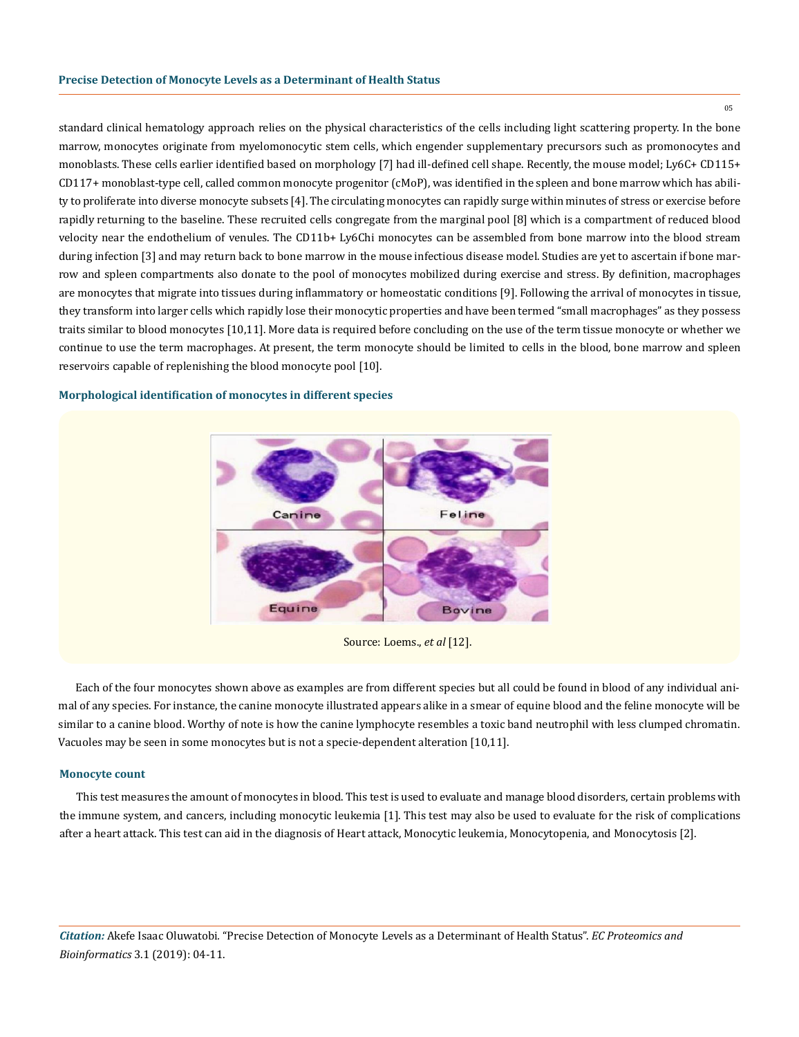standard clinical hematology approach relies on the physical characteristics of the cells including light scattering property. In the bone marrow, monocytes originate from myelomonocytic stem cells, which engender supplementary precursors such as promonocytes and monoblasts. These cells earlier identified based on morphology [7] had ill-defined cell shape. Recently, the mouse model; Ly6C+ CD115+ CD117+ monoblast-type cell, called common monocyte progenitor (cMoP), was identified in the spleen and bone marrow which has ability to proliferate into diverse monocyte subsets [4]. The circulating monocytes can rapidly surge within minutes of stress or exercise before rapidly returning to the baseline. These recruited cells congregate from the marginal pool [8] which is a compartment of reduced blood velocity near the endothelium of venules. The CD11b+ Ly6Chi monocytes can be assembled from bone marrow into the blood stream during infection [3] and may return back to bone marrow in the mouse infectious disease model. Studies are yet to ascertain if bone marrow and spleen compartments also donate to the pool of monocytes mobilized during exercise and stress. By definition, macrophages are monocytes that migrate into tissues during inflammatory or homeostatic conditions [9]. Following the arrival of monocytes in tissue, they transform into larger cells which rapidly lose their monocytic properties and have been termed "small macrophages" as they possess traits similar to blood monocytes [10,11]. More data is required before concluding on the use of the term tissue monocyte or whether we continue to use the term macrophages. At present, the term monocyte should be limited to cells in the blood, bone marrow and spleen reservoirs capable of replenishing the blood monocyte pool [10].

### Morphological identification of monocytes in different species

Source: Loems., *et al* [12].

Each of the four monocytes shown above as examples are from different species but all could be found in blood of any individual animal of any species. For instance, the canine monocyte illustrated appears alike in a smear of equine blood and the feline monocyte will be similar to a canine blood. Worthy of note is how the canine lymphocyte resembles a toxic band neutrophil with less clumped chromatin. Vacuoles may be seen in some monocytes but is not a specie-dependent alteration [10,11].

### Monocyte count

This test measures the amount of monocytes in blood. This test is used to evaluate and manage blood disorders, certain problems with the immune system, and cancers, including monocytic leukemia [1]. This test may also be used to evaluate for the risk of complications after a heart attack. This test can aid in the diagnosis of Heart attack, Monocytic leukemia, Monocytopenia, and Monocytosis [2].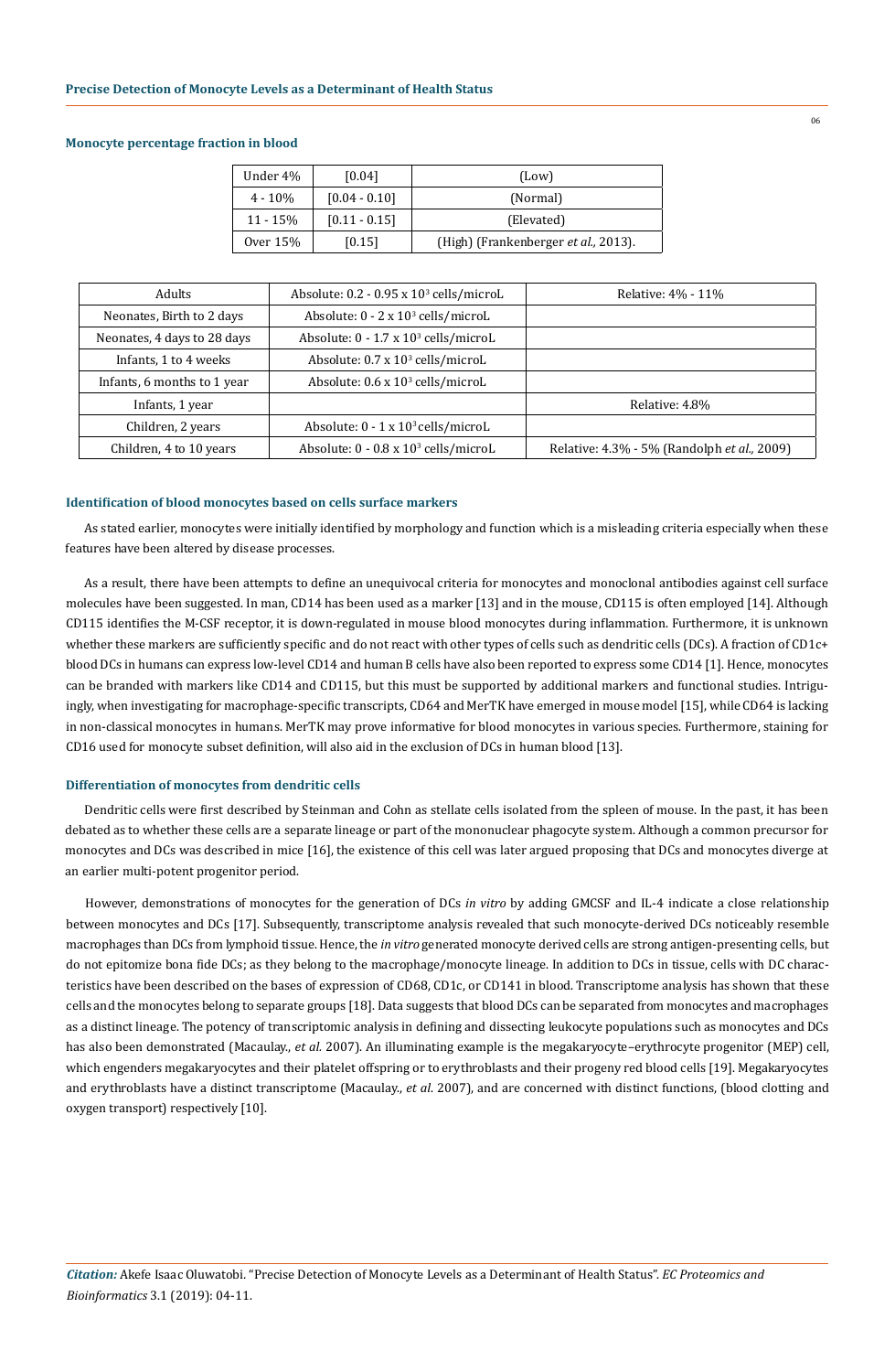### Monocyte percentage fraction in blood

| Under 4% | [0.04] | (Low) |
|---|---|---|
| 4 - 10% | [0.04 - 0.10] | (Normal) |
| 11 - 15% | [0.11 - 0.15] | (Elevated) |
| Over 15% | [0.15] | (High) (Frankenberger *et al.,* 2013). |

| Adults | Absolute: 0.2 - 0.95 x $10^3$ cells/microL | Relative: 4% - 11% |
|---|---|---|
| Neonates, Birth to 2 days | Absolute: 0 - 2 x $10^3$ cells/microL | |
| Neonates, 4 days to 28 days | Absolute: 0 - 1.7 x $10^3$ cells/microL | |
| Infants, 1 to 4 weeks | Absolute: 0.7 x $10^3$ cells/microL | |
| Infants, 6 months to 1 year | Absolute: 0.6 x $10^3$ cells/microL | |
| Infants, 1 year | | Relative: 4.8% |
| Children, 2 years | Absolute: 0 - 1 x $10^3$ cells/microL | |
| Children, 4 to 10 years | Absolute: 0 - 0.8 x $10^3$ cells/microL | Relative: 4.3% - 5% (Randolph *et al.,* 2009) |

### Identification of blood monocytes based on cells surface markers

As stated earlier, monocytes were initially identified by morphology and function which is a misleading criteria especially when these features have been altered by disease processes.

As a result, there have been attempts to define an unequivocal criteria for monocytes and monoclonal antibodies against cell surface molecules have been suggested. In man, CD14 has been used as a marker [13] and in the mouse, CD115 is often employed [14]. Although CD115 identifies the M-CSF receptor, it is down-regulated in mouse blood monocytes during inflammation. Furthermore, it is unknown whether these markers are sufficiently specific and do not react with other types of cells such as dendritic cells (DCs). A fraction of CD1c+ blood DCs in humans can express low-level CD14 and human B cells have also been reported to express some CD14 [1]. Hence, monocytes can be branded with markers like CD14 and CD115, but this must be supported by additional markers and functional studies. Intriguingly, when investigating for macrophage-specific transcripts, CD64 and MerTK have emerged in mouse model [15], while CD64 is lacking in non-classical monocytes in humans. MerTK may prove informative for blood monocytes in various species. Furthermore, staining for CD16 used for monocyte subset definition, will also aid in the exclusion of DCs in human blood [13].

### Differentiation of monocytes from dendritic cells

Dendritic cells were first described by Steinman and Cohn as stellate cells isolated from the spleen of mouse. In the past, it has been debated as to whether these cells are a separate lineage or part of the mononuclear phagocyte system. Although a common precursor for monocytes and DCs was described in mice [16], the existence of this cell was later argued proposing that DCs and monocytes diverge at an earlier multi-potent progenitor period.

However, demonstrations of monocytes for the generation of DCs *in vitro* by adding GMCSF and IL-4 indicate a close relationship between monocytes and DCs [17]. Subsequently, transcriptome analysis revealed that such monocyte-derived DCs noticeably resemble macrophages than DCs from lymphoid tissue. Hence, the *in vitro* generated monocyte derived cells are strong antigen-presenting cells, but do not epitomize bona fide DCs; as they belong to the macrophage/monocyte lineage. In addition to DCs in tissue, cells with DC characteristics have been described on the bases of expression of CD68, CD1c, or CD141 in blood. Transcriptome analysis has shown that these cells and the monocytes belong to separate groups [18]. Data suggests that blood DCs can be separated from monocytes and macrophages as a distinct lineage. The potency of transcriptomic analysis in defining and dissecting leukocyte populations such as monocytes and DCs has also been demonstrated (Macaulay., *et al.* 2007). An illuminating example is the megakaryocyte–erythrocyte progenitor (MEP) cell, which engenders megakaryocytes and their platelet offspring or to erythroblasts and their progeny red blood cells [19]. Megakaryocytes and erythroblasts have a distinct transcriptome (Macaulay., *et al.* 2007), and are concerned with distinct functions, (blood clotting and oxygen transport) respectively [10].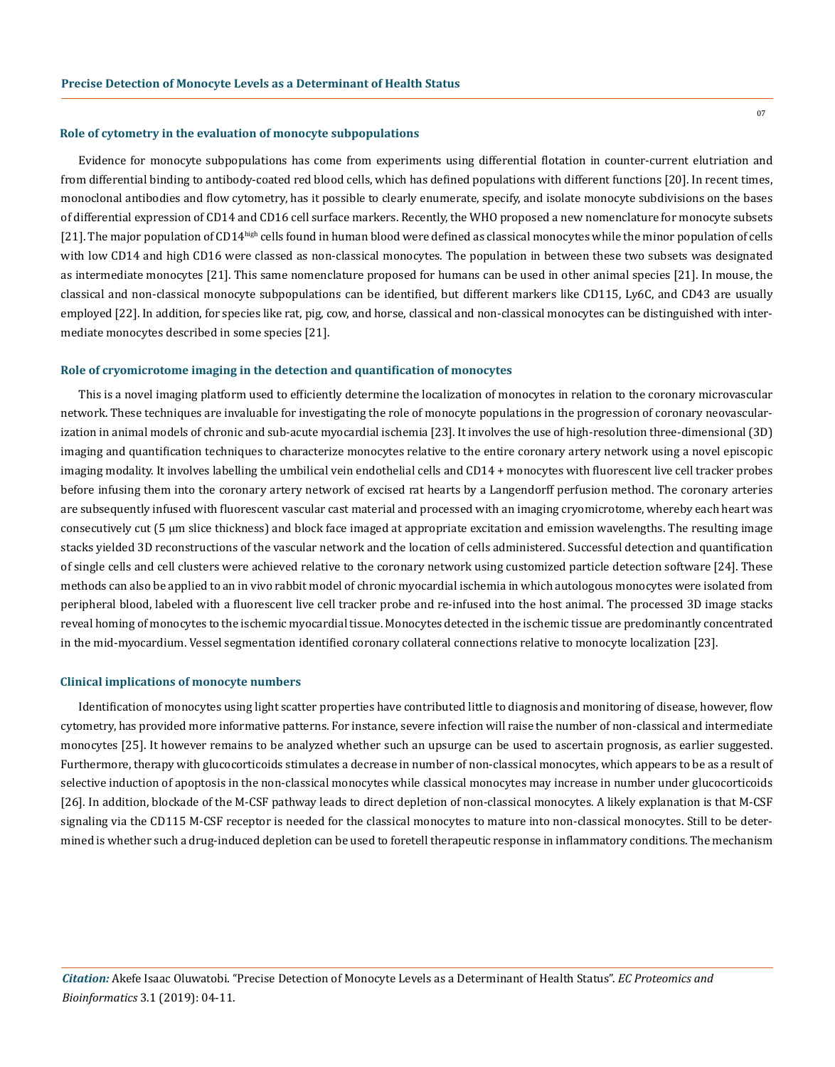### Role of cytometry in the evaluation of monocyte subpopulations

Evidence for monocyte subpopulations has come from experiments using differential flotation in counter-current elutriation and from differential binding to antibody-coated red blood cells, which has defined populations with different functions [20]. In recent times, monoclonal antibodies and flow cytometry, has it possible to clearly enumerate, specify, and isolate monocyte subdivisions on the bases of differential expression of CD14 and CD16 cell surface markers. Recently, the WHO proposed a new nomenclature for monocyte subsets [21]. The major population of CD14$^{high}$ cells found in human blood were defined as classical monocytes while the minor population of cells with low CD14 and high CD16 were classed as non-classical monocytes. The population in between these two subsets was designated as intermediate monocytes [21]. This same nomenclature proposed for humans can be used in other animal species [21]. In mouse, the classical and non-classical monocyte subpopulations can be identified, but different markers like CD115, Ly6C, and CD43 are usually employed [22]. In addition, for species like rat, pig, cow, and horse, classical and non-classical monocytes can be distinguished with intermediate monocytes described in some species [21].

### Role of cryomicrotome imaging in the detection and quantification of monocytes

This is a novel imaging platform used to efficiently determine the localization of monocytes in relation to the coronary microvascular network. These techniques are invaluable for investigating the role of monocyte populations in the progression of coronary neovascularization in animal models of chronic and sub-acute myocardial ischemia [23]. It involves the use of high-resolution three-dimensional (3D) imaging and quantification techniques to characterize monocytes relative to the entire coronary artery network using a novel episcopic imaging modality. It involves labelling the umbilical vein endothelial cells and CD14 + monocytes with fluorescent live cell tracker probes before infusing them into the coronary artery network of excised rat hearts by a Langendorff perfusion method. The coronary arteries are subsequently infused with fluorescent vascular cast material and processed with an imaging cryomicrotome, whereby each heart was consecutively cut (5 μm slice thickness) and block face imaged at appropriate excitation and emission wavelengths. The resulting image stacks yielded 3D reconstructions of the vascular network and the location of cells administered. Successful detection and quantification of single cells and cell clusters were achieved relative to the coronary network using customized particle detection software [24]. These methods can also be applied to an in vivo rabbit model of chronic myocardial ischemia in which autologous monocytes were isolated from peripheral blood, labeled with a fluorescent live cell tracker probe and re-infused into the host animal. The processed 3D image stacks reveal homing of monocytes to the ischemic myocardial tissue. Monocytes detected in the ischemic tissue are predominantly concentrated in the mid-myocardium. Vessel segmentation identified coronary collateral connections relative to monocyte localization [23].

### Clinical implications of monocyte numbers

Identification of monocytes using light scatter properties have contributed little to diagnosis and monitoring of disease, however, flow cytometry, has provided more informative patterns. For instance, severe infection will raise the number of non-classical and intermediate monocytes [25]. It however remains to be analyzed whether such an upsurge can be used to ascertain prognosis, as earlier suggested. Furthermore, therapy with glucocorticoids stimulates a decrease in number of non-classical monocytes, which appears to be as a result of selective induction of apoptosis in the non-classical monocytes while classical monocytes may increase in number under glucocorticoids [26]. In addition, blockade of the M-CSF pathway leads to direct depletion of non-classical monocytes. A likely explanation is that M-CSF signaling via the CD115 M-CSF receptor is needed for the classical monocytes to mature into non-classical monocytes. Still to be determined is whether such a drug-induced depletion can be used to foretell therapeutic response in inflammatory conditions. The mechanism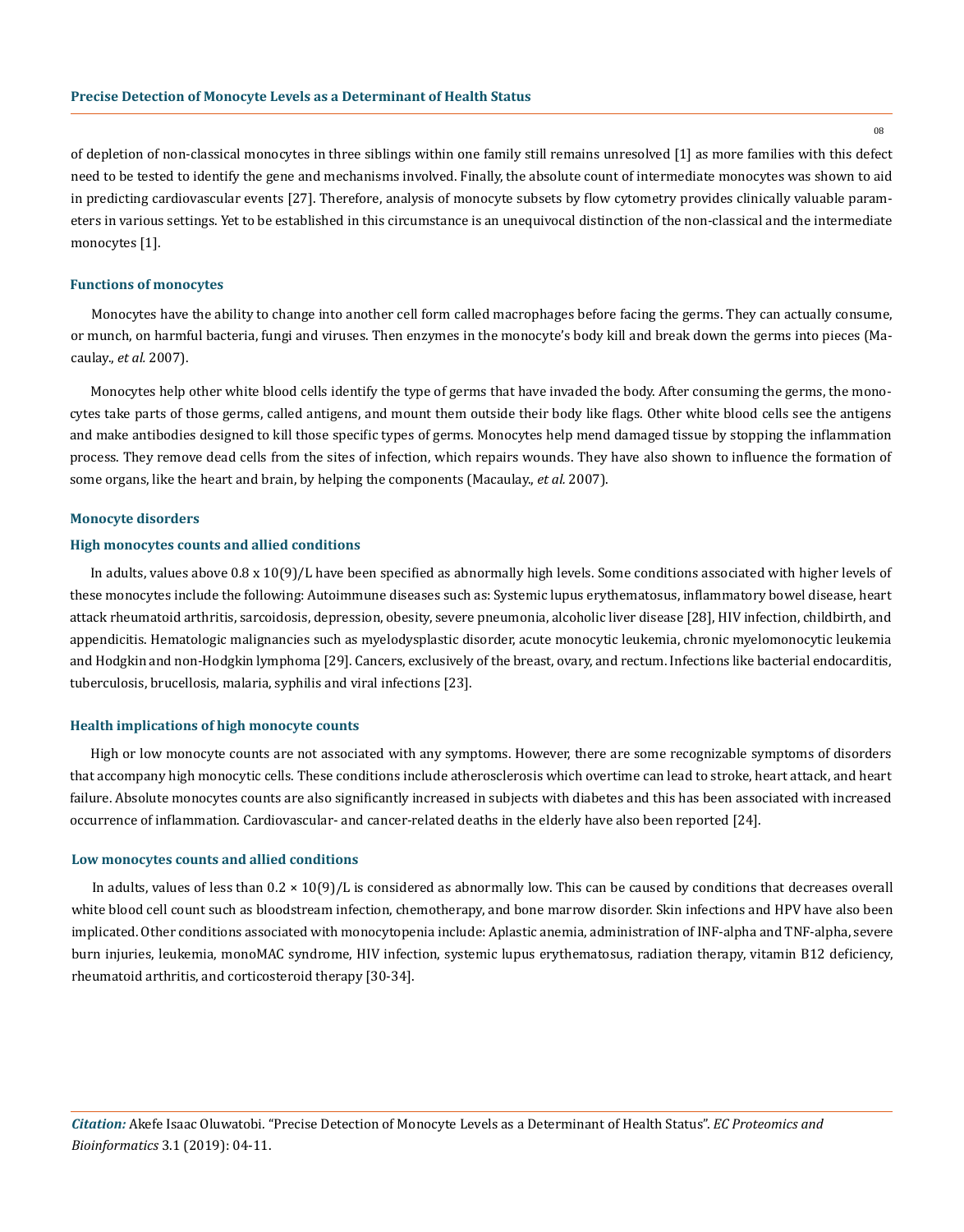of depletion of non-classical monocytes in three siblings within one family still remains unresolved [1] as more families with this defect need to be tested to identify the gene and mechanisms involved. Finally, the absolute count of intermediate monocytes was shown to aid in predicting cardiovascular events [27]. Therefore, analysis of monocyte subsets by flow cytometry provides clinically valuable parameters in various settings. Yet to be established in this circumstance is an unequivocal distinction of the non-classical and the intermediate monocytes [1].

### Functions of monocytes

Monocytes have the ability to change into another cell form called macrophages before facing the germs. They can actually consume, or munch, on harmful bacteria, fungi and viruses. Then enzymes in the monocyte's body kill and break down the germs into pieces (Macaulay., *et al.* 2007).

Monocytes help other white blood cells identify the type of germs that have invaded the body. After consuming the germs, the monocytes take parts of those germs, called antigens, and mount them outside their body like flags. Other white blood cells see the antigens and make antibodies designed to kill those specific types of germs. Monocytes help mend damaged tissue by stopping the inflammation process. They remove dead cells from the sites of infection, which repairs wounds. They have also shown to influence the formation of some organs, like the heart and brain, by helping the components (Macaulay., *et al.* 2007).

### Monocyte disorders

### High monocytes counts and allied conditions

In adults, values above 0.8 x 10(9)/L have been specified as abnormally high levels. Some conditions associated with higher levels of these monocytes include the following: Autoimmune diseases such as: Systemic lupus erythematosus, inflammatory bowel disease, heart attack rheumatoid arthritis, sarcoidosis, depression, obesity, severe pneumonia, alcoholic liver disease [28], HIV infection, childbirth, and appendicitis. Hematologic malignancies such as myelodysplastic disorder, acute monocytic leukemia, chronic myelomonocytic leukemia and Hodgkin and non-Hodgkin lymphoma [29]. Cancers, exclusively of the breast, ovary, and rectum. Infections like bacterial endocarditis, tuberculosis, brucellosis, malaria, syphilis and viral infections [23].

### Health implications of high monocyte counts

High or low monocyte counts are not associated with any symptoms. However, there are some recognizable symptoms of disorders that accompany high monocytic cells. These conditions include atherosclerosis which overtime can lead to stroke, heart attack, and heart failure. Absolute monocytes counts are also significantly increased in subjects with diabetes and this has been associated with increased occurrence of inflammation. Cardiovascular- and cancer-related deaths in the elderly have also been reported [24].

### Low monocytes counts and allied conditions

In adults, values of less than 0.2 × 10(9)/L is considered as abnormally low. This can be caused by conditions that decreases overall white blood cell count such as bloodstream infection, chemotherapy, and bone marrow disorder. Skin infections and HPV have also been implicated. Other conditions associated with monocytopenia include: Aplastic anemia, administration of INF-alpha and TNF-alpha, severe burn injuries, leukemia, monoMAC syndrome, HIV infection, systemic lupus erythematosus, radiation therapy, vitamin B12 deficiency, rheumatoid arthritis, and corticosteroid therapy [30-34].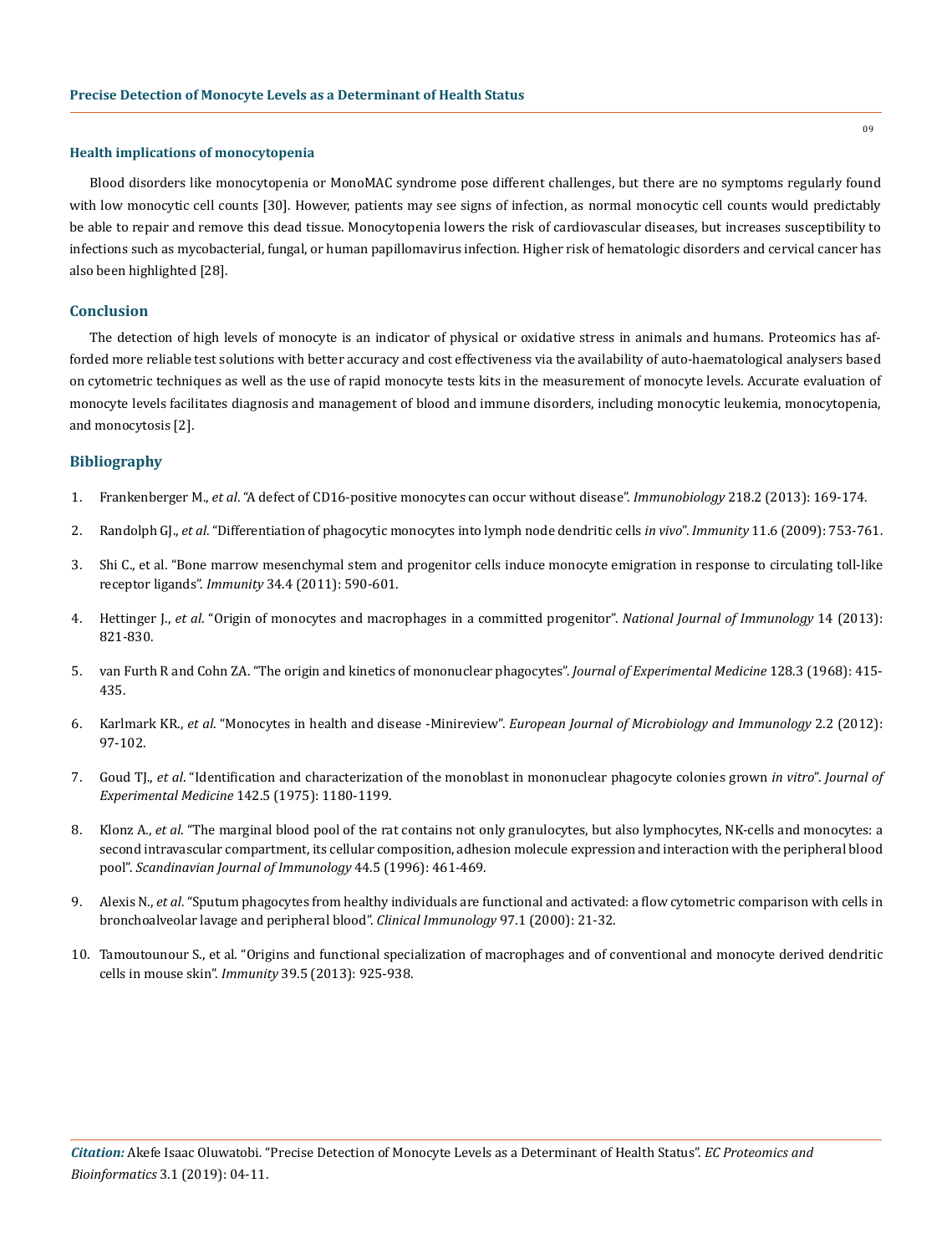### Health implications of monocytopenia

Blood disorders like monocytopenia or MonoMAC syndrome pose different challenges, but there are no symptoms regularly found with low monocytic cell counts [30]. However, patients may see signs of infection, as normal monocytic cell counts would predictably be able to repair and remove this dead tissue. Monocytopenia lowers the risk of cardiovascular diseases, but increases susceptibility to infections such as mycobacterial, fungal, or human papillomavirus infection. Higher risk of hematologic disorders and cervical cancer has also been highlighted [28].

## Conclusion

The detection of high levels of monocyte is an indicator of physical or oxidative stress in animals and humans. Proteomics has afforded more reliable test solutions with better accuracy and cost effectiveness via the availability of auto-haematological analysers based on cytometric techniques as well as the use of rapid monocyte tests kits in the measurement of monocyte levels. Accurate evaluation of monocyte levels facilitates diagnosis and management of blood and immune disorders, including monocytic leukemia, monocytopenia, and monocytosis [2].

## Bibliography

1. Frankenberger M., *et al*. "A defect of CD16-positive monocytes can occur without disease". *Immunobiology* 218.2 (2013): 169-174.
2. Randolph GJ., *et al*. "Differentiation of phagocytic monocytes into lymph node dendritic cells *in vivo*". *Immunity* 11.6 (2009): 753-761.
3. Shi C., et al. "Bone marrow mesenchymal stem and progenitor cells induce monocyte emigration in response to circulating toll-like receptor ligands". *Immunity* 34.4 (2011): 590-601.
4. Hettinger J., *et al*. "Origin of monocytes and macrophages in a committed progenitor". *National Journal of Immunology* 14 (2013): 821-830.
5. van Furth R and Cohn ZA. "The origin and kinetics of mononuclear phagocytes". *Journal of Experimental Medicine* 128.3 (1968): 415-435.
6. Karlmark KR., *et al*. "Monocytes in health and disease -Minireview". *European Journal of Microbiology and Immunology* 2.2 (2012): 97-102.
7. Goud TJ., *et al*. "Identification and characterization of the monoblast in mononuclear phagocyte colonies grown *in vitro*". *Journal of Experimental Medicine* 142.5 (1975): 1180-1199.
8. Klonz A., *et al*. "The marginal blood pool of the rat contains not only granulocytes, but also lymphocytes, NK-cells and monocytes: a second intravascular compartment, its cellular composition, adhesion molecule expression and interaction with the peripheral blood pool". *Scandinavian Journal of Immunology* 44.5 (1996): 461-469.
9. Alexis N., *et al*. "Sputum phagocytes from healthy individuals are functional and activated: a flow cytometric comparison with cells in bronchoalveolar lavage and peripheral blood". *Clinical Immunology* 97.1 (2000): 21-32.
10. Tamoutounour S., et al. "Origins and functional specialization of macrophages and of conventional and monocyte derived dendritic cells in mouse skin". *Immunity* 39.5 (2013): 925-938.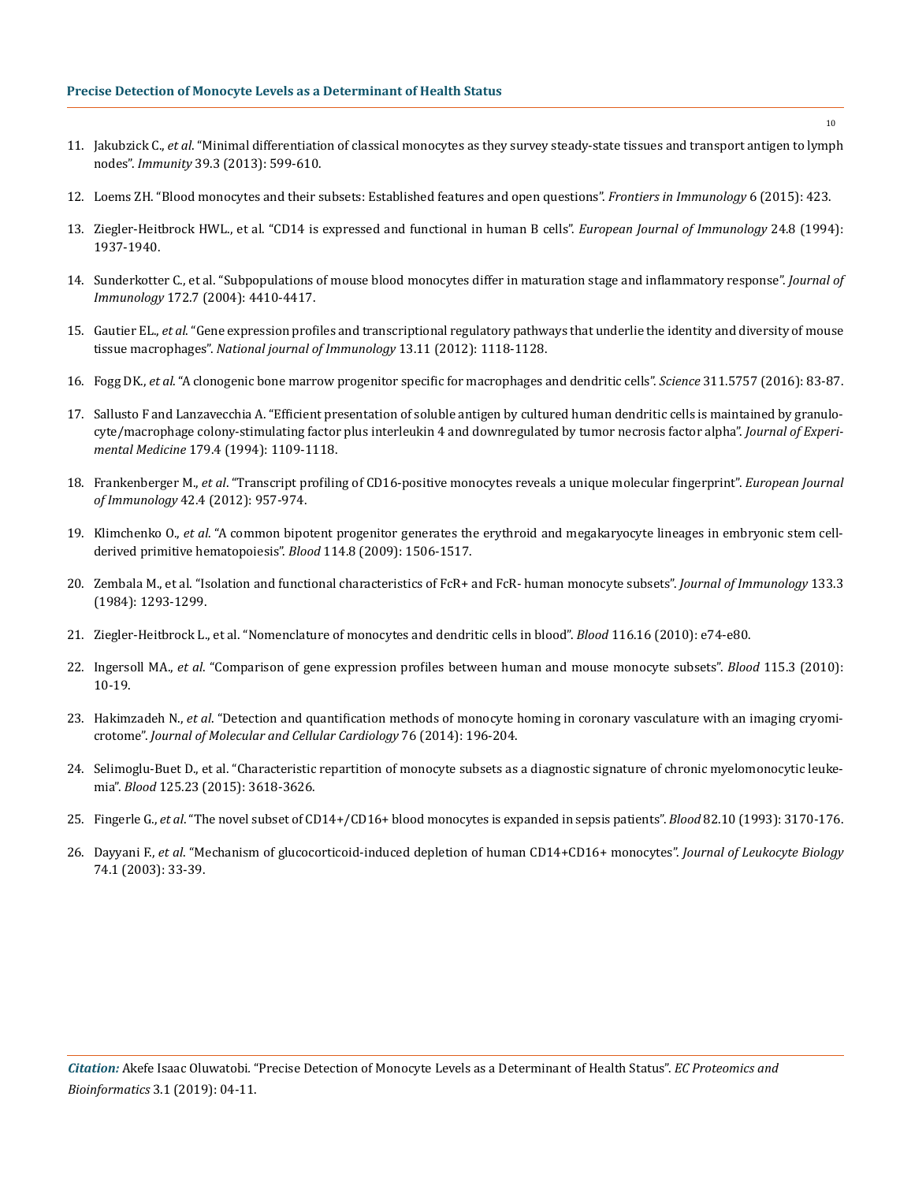11. Jakubzick C., *et al*. "Minimal differentiation of classical monocytes as they survey steady-state tissues and transport antigen to lymph nodes". *Immunity* 39.3 (2013): 599-610.

12. Loems ZH. "Blood monocytes and their subsets: Established features and open questions". *Frontiers in Immunology* 6 (2015): 423.

13. Ziegler-Heitbrock HWL., et al. "CD14 is expressed and functional in human B cells". *European Journal of Immunology* 24.8 (1994): 1937-1940.

14. Sunderkotter C., et al. "Subpopulations of mouse blood monocytes differ in maturation stage and inflammatory response". *Journal of Immunology* 172.7 (2004): 4410-4417.

15. Gautier EL., *et al*. "Gene expression profiles and transcriptional regulatory pathways that underlie the identity and diversity of mouse tissue macrophages". *National journal of Immunology* 13.11 (2012): 1118-1128.

16. Fogg DK., *et al*. "A clonogenic bone marrow progenitor specific for macrophages and dendritic cells". *Science* 311.5757 (2016): 83-87.

17. Sallusto F and Lanzavecchia A. "Efficient presentation of soluble antigen by cultured human dendritic cells is maintained by granulocyte/macrophage colony-stimulating factor plus interleukin 4 and downregulated by tumor necrosis factor alpha". *Journal of Experimental Medicine* 179.4 (1994): 1109-1118.

18. Frankenberger M., *et al*. "Transcript profiling of CD16-positive monocytes reveals a unique molecular fingerprint". *European Journal of Immunology* 42.4 (2012): 957-974.

19. Klimchenko O., *et al*. "A common bipotent progenitor generates the erythroid and megakaryocyte lineages in embryonic stem cell-derived primitive hematopoiesis". *Blood* 114.8 (2009): 1506-1517.

20. Zembala M., et al. "Isolation and functional characteristics of FcR+ and FcR- human monocyte subsets". *Journal of Immunology* 133.3 (1984): 1293-1299.

21. Ziegler-Heitbrock L., et al. "Nomenclature of monocytes and dendritic cells in blood". *Blood* 116.16 (2010): e74-e80.

22. Ingersoll MA., *et al*. "Comparison of gene expression profiles between human and mouse monocyte subsets". *Blood* 115.3 (2010): 10-19.

23. Hakimzadeh N., *et al*. "Detection and quantification methods of monocyte homing in coronary vasculature with an imaging cryomicrotome". *Journal of Molecular and Cellular Cardiology* 76 (2014): 196-204.

24. Selimoglu-Buet D., et al. "Characteristic repartition of monocyte subsets as a diagnostic signature of chronic myelomonocytic leukemia". *Blood* 125.23 (2015): 3618-3626.

25. Fingerle G., *et al*. "The novel subset of CD14+/CD16+ blood monocytes is expanded in sepsis patients". *Blood* 82.10 (1993): 3170-176.

26. Dayyani F., *et al*. "Mechanism of glucocorticoid-induced depletion of human CD14+CD16+ monocytes". *Journal of Leukocyte Biology* 74.1 (2003): 33-39.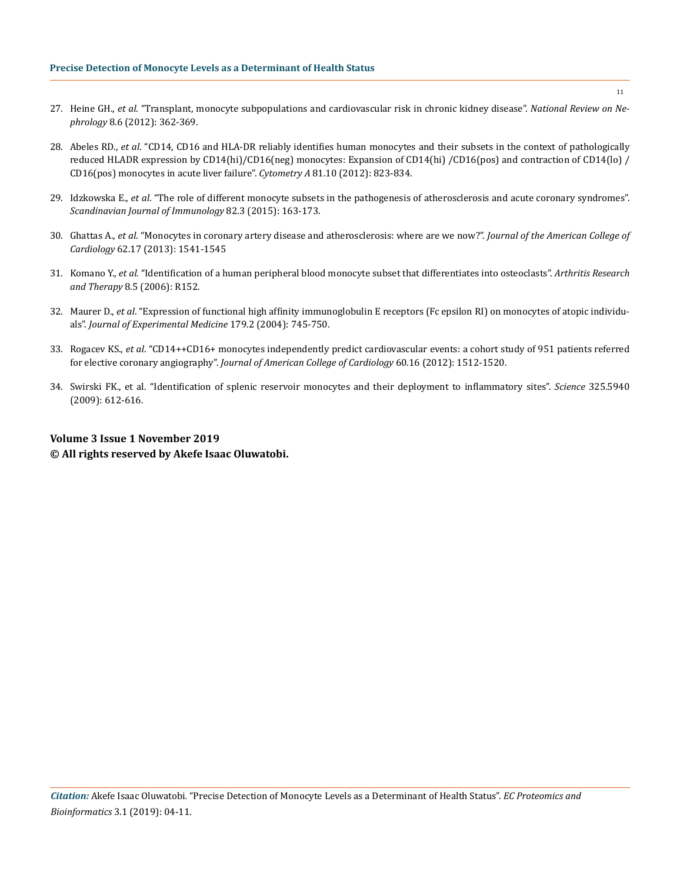27. Heine GH., *et al*. "Transplant, monocyte subpopulations and cardiovascular risk in chronic kidney disease". *National Review on Nephrology* 8.6 (2012): 362-369.

28. Abeles RD., *et al*. "CD14, CD16 and HLA-DR reliably identifies human monocytes and their subsets in the context of pathologically reduced HLADR expression by CD14(hi)/CD16(neg) monocytes: Expansion of CD14(hi) /CD16(pos) and contraction of CD14(lo) / CD16(pos) monocytes in acute liver failure". *Cytometry A* 81.10 (2012): 823-834.

29. Idzkowska E., *et al*. "The role of different monocyte subsets in the pathogenesis of atherosclerosis and acute coronary syndromes". *Scandinavian Journal of Immunology* 82.3 (2015): 163-173.

30. Ghattas A., *et al*. "Monocytes in coronary artery disease and atherosclerosis: where are we now?". *Journal of the American College of Cardiology* 62.17 (2013): 1541-1545

31. Komano Y., *et al*. "Identification of a human peripheral blood monocyte subset that differentiates into osteoclasts". *Arthritis Research and Therapy* 8.5 (2006): R152.

32. Maurer D., *et al*. "Expression of functional high affinity immunoglobulin E receptors (Fc epsilon RI) on monocytes of atopic individuals". *Journal of Experimental Medicine* 179.2 (2004): 745-750.

33. Rogacev KS., *et al*. "CD14++CD16+ monocytes independently predict cardiovascular events: a cohort study of 951 patients referred for elective coronary angiography". *Journal of American College of Cardiology* 60.16 (2012): 1512-1520.

34. Swirski FK., et al. "Identification of splenic reservoir monocytes and their deployment to inflammatory sites". *Science* 325.5940 (2009): 612-616.

**Volume 3 Issue 1 November 2019**
**© All rights reserved by Akefe Isaac Oluwatobi.**